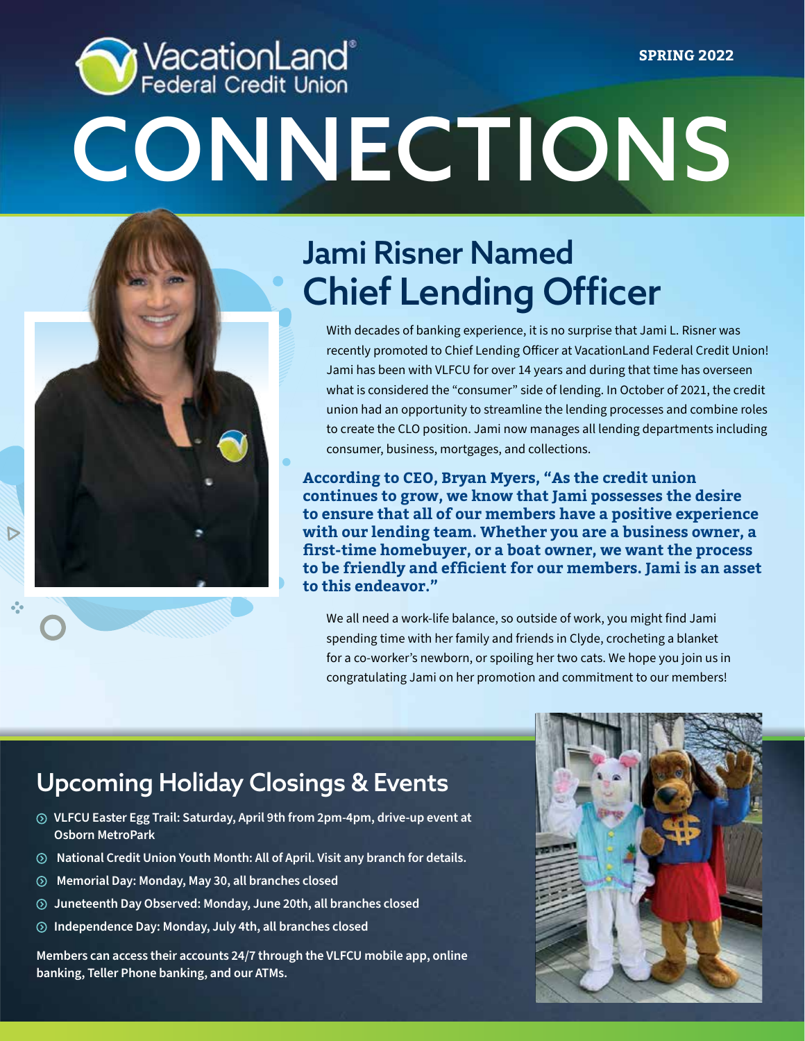VacationLand® Federal Credit Union

SPRING 2022

# CONNECTIONS

## Jami Risner Named Chief Lending Officer

With decades of banking experience, it is no surprise that Jami L. Risner was recently promoted to Chief Lending Officer at VacationLand Federal Credit Union! Jami has been with VLFCU for over 14 years and during that time has overseen what is considered the "consumer" side of lending. In October of 2021, the credit union had an opportunity to streamline the lending processes and combine roles to create the CLO position. Jami now manages all lending departments including consumer, business, mortgages, and collections.

**According to CEO, Bryan Myers, "As the credit union continues to grow, we know that Jami possesses the desire to ensure that all of our members have a positive experience with our lending team. Whether you are a business owner, a first-time homebuyer, or a boat owner, we want the process to be friendly and efficient for our members. Jami is an asset to this endeavor."**

We all need a work-life balance, so outside of work, you might find Jami spending time with her family and friends in Clyde, crocheting a blanket for a co-worker's newborn, or spoiling her two cats. We hope you join us in congratulating Jami on her promotion and commitment to our members!

## Upcoming Holiday Closings & Events

- **VLFCU Easter Egg Trail: Saturday, April 9th from 2pm-4pm, drive-up event at Osborn MetroPark**
- **National Credit Union Youth Month: All of April. Visit any branch for details.**
- **Memorial Day: Monday, May 30, all branches closed**
- **Juneteenth Day Observed: Monday, June 20th, all branches closed**
- **Independence Day: Monday, July 4th, all branches closed**

**Members can access their accounts 24/7 through the VLFCU mobile app, online banking, Teller Phone banking, and our ATMs.**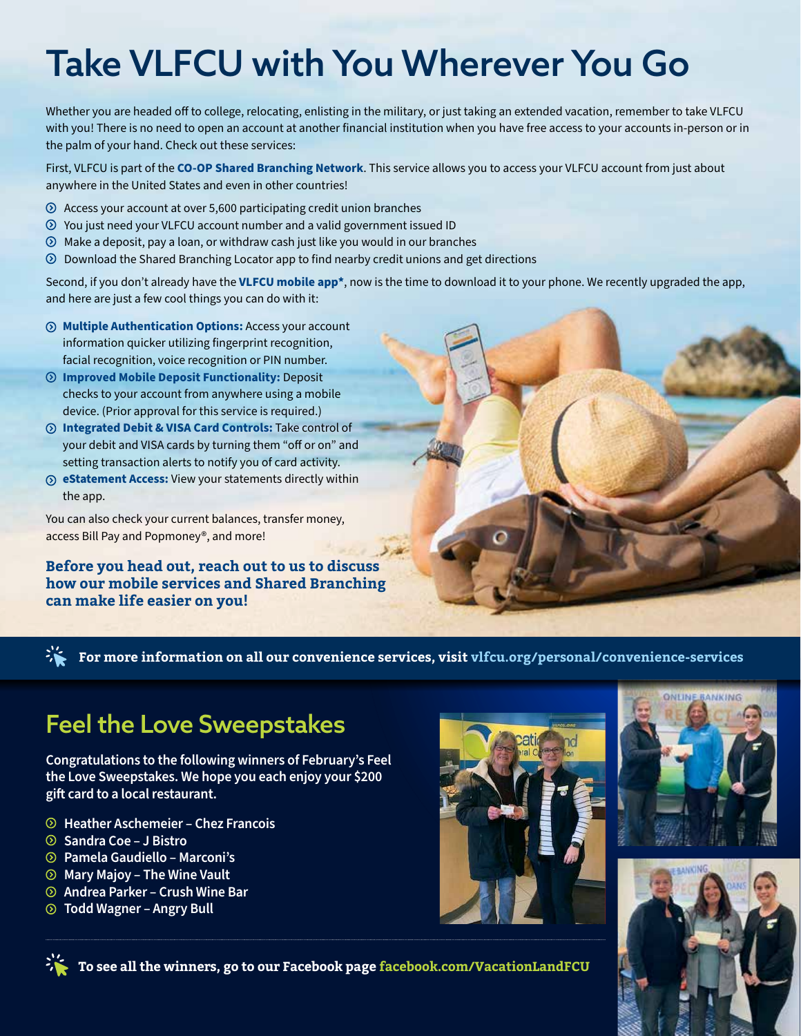# Take VLFCU with You Wherever You Go

Whether you are headed off to college, relocating, enlisting in the military, or just taking an extended vacation, remember to take VLFCU with you! There is no need to open an account at another financial institution when you have free access to your accounts in-person or in the palm of your hand. Check out these services:

First, VLFCU is part of the **CO-OP Shared Branching Network**. This service allows you to access your VLFCU account from just about anywhere in the United States and even in other countries!

- Access your account at over 5,600 participating credit union branches
- You just need your VLFCU account number and a valid government issued ID
- Make a deposit, pay a loan, or withdraw cash just like you would in our branches
- Download the Shared Branching Locator app to find nearby credit unions and get directions

Second, if you don't already have the **VLFCU mobile app***, now is the time to download it to your phone. We recently upgraded the app, and here are just a few cool things you can do with it:

- **Multiple Authentication Options:** Access your account information quicker utilizing fingerprint recognition, facial recognition, voice recognition or PIN number.
- **Improved Mobile Deposit Functionality:** Deposit checks to your account from anywhere using a mobile device. (Prior approval for this service is required.)
- **Integrated Debit & VISA Card Controls:** Take control of your debit and VISA cards by turning them "off or on" and setting transaction alerts to notify you of card activity.
- **eStatement Access:** View your statements directly within the app.

You can also check your current balances, transfer money, access Bill Pay and Popmoney®, and more!

**Before you head out, reach out to us to discuss how our mobile services and Shared Branching can make life easier on you!**

**For more information on all our convenience services, visit vlfcu.org/personal/convenience-services**

## Feel the Love Sweepstakes

**Congratulations to the following winners of February's Feel the Love Sweepstakes. We hope you each enjoy your $200 gift card to a local restaurant.**

- **Heather Aschemeier – Chez Francois**
- **Sandra Coe – J Bistro**
- **Pamela Gaudiello – Marconi's**
- **Mary Majoy – The Wine Vault**
- **Andrea Parker – Crush Wine Bar**
- **Todd Wagner – Angry Bull**

**To see all the winners, go to our Facebook page facebook.com/VacationLandFCU**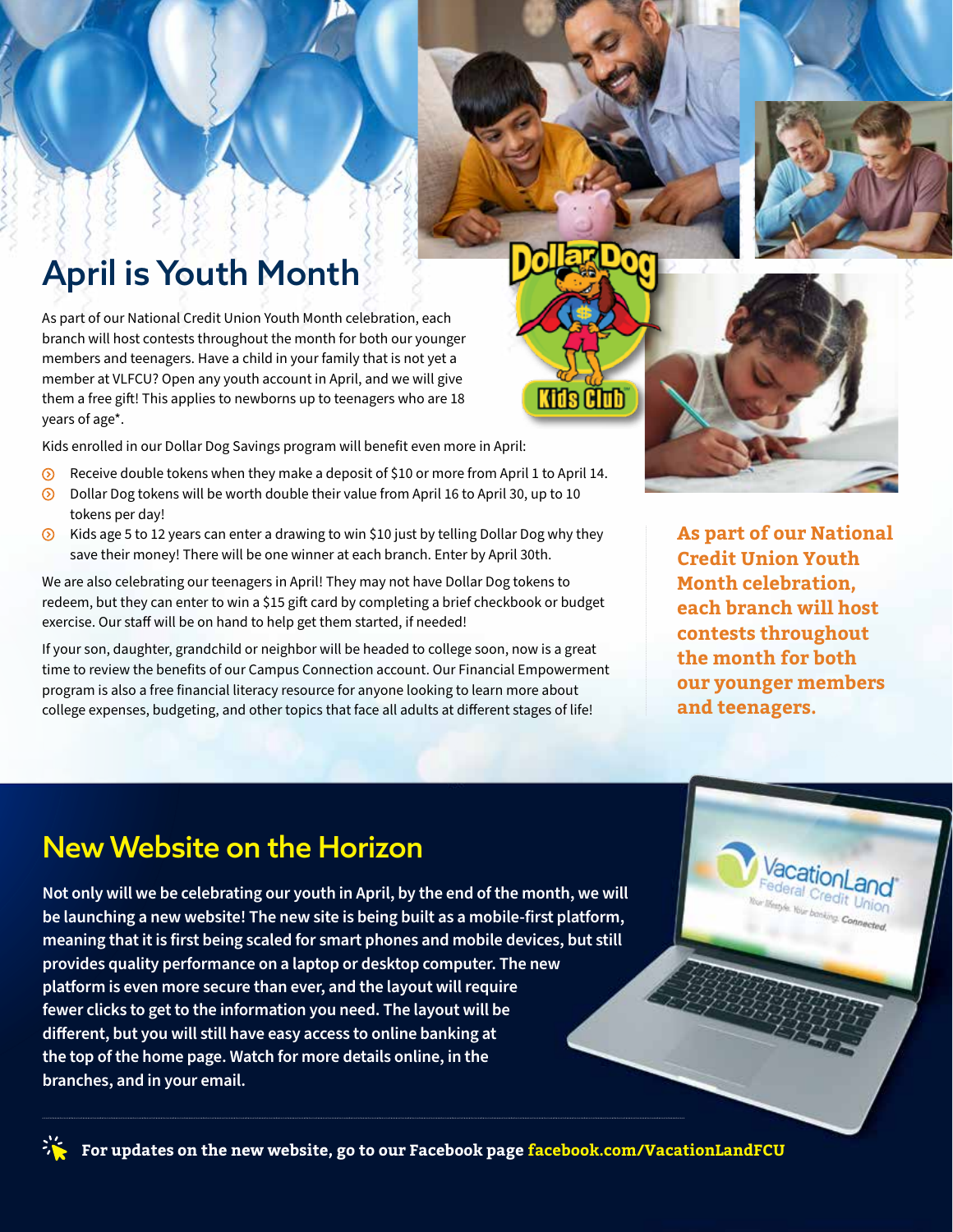# April is Youth Month

As part of our National Credit Union Youth Month celebration, each branch will host contests throughout the month for both our younger members and teenagers. Have a child in your family that is not yet a member at VLFCU? Open any youth account in April, and we will give them a free gift! This applies to newborns up to teenagers who are 18 years of age*.

Kids enrolled in our Dollar Dog Savings program will benefit even more in April:

- Receive double tokens when they make a deposit of $10 or more from April 1 to April 14.
- Dollar Dog tokens will be worth double their value from April 16 to April 30, up to 10 tokens per day!
- Kids age 5 to 12 years can enter a drawing to win $10 just by telling Dollar Dog why they save their money! There will be one winner at each branch. Enter by April 30th.

We are also celebrating our teenagers in April! They may not have Dollar Dog tokens to redeem, but they can enter to win a $15 gift card by completing a brief checkbook or budget exercise. Our staff will be on hand to help get them started, if needed!

If your son, daughter, grandchild or neighbor will be headed to college soon, now is a great time to review the benefits of our Campus Connection account. Our Financial Empowerment program is also a free financial literacy resource for anyone looking to learn more about college expenses, budgeting, and other topics that face all adults at different stages of life!

**As part of our National Credit Union Youth Month celebration, each branch will host contests throughout the month for both our younger members and teenagers.**

## New Website on the Horizon

**Not only will we be celebrating our youth in April, by the end of the month, we will be launching a new website! The new site is being built as a mobile-first platform, meaning that it is first being scaled for smart phones and mobile devices, but still provides quality performance on a laptop or desktop computer. The new platform is even more secure than ever, and the layout will require fewer clicks to get to the information you need. The layout will be different, but you will still have easy access to online banking at the top of the home page. Watch for more details online, in the branches, and in your email.**

**For updates on the new website, go to our Facebook page facebook.com/VacationLandFCU**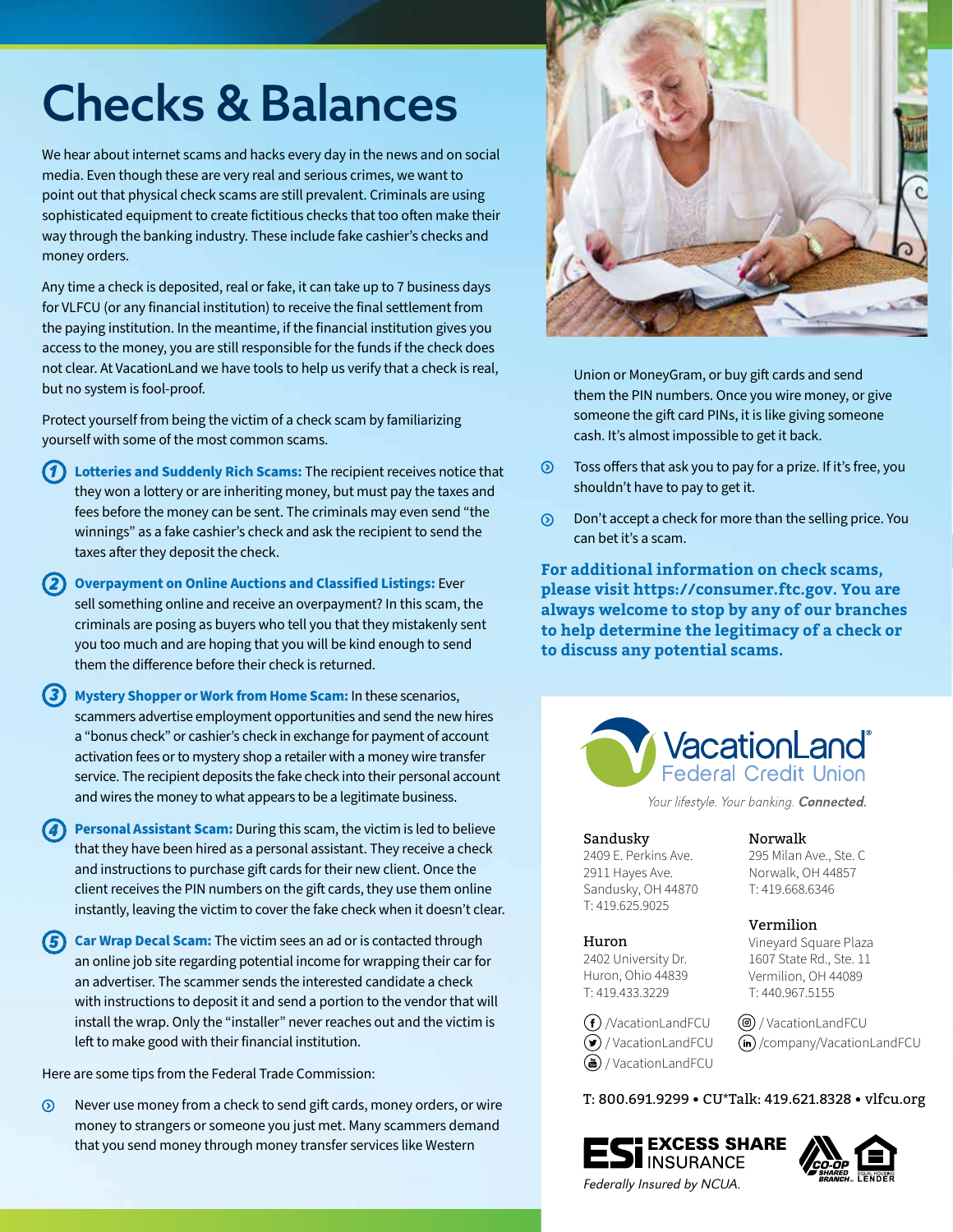# Checks & Balances

We hear about internet scams and hacks every day in the news and on social media. Even though these are very real and serious crimes, we want to point out that physical check scams are still prevalent. Criminals are using sophisticated equipment to create fictitious checks that too often make their way through the banking industry. These include fake cashier's checks and money orders.

Any time a check is deposited, real or fake, it can take up to 7 business days for VLFCU (or any financial institution) to receive the final settlement from the paying institution. In the meantime, if the financial institution gives you access to the money, you are still responsible for the funds if the check does not clear. At VacationLand we have tools to help us verify that a check is real, but no system is fool-proof.

Protect yourself from being the victim of a check scam by familiarizing yourself with some of the most common scams.

1. **Lotteries and Suddenly Rich Scams:** The recipient receives notice that they won a lottery or are inheriting money, but must pay the taxes and fees before the money can be sent. The criminals may even send "the winnings" as a fake cashier's check and ask the recipient to send the taxes after they deposit the check.
2. **Overpayment on Online Auctions and Classified Listings:** Ever sell something online and receive an overpayment? In this scam, the criminals are posing as buyers who tell you that they mistakenly sent you too much and are hoping that you will be kind enough to send them the difference before their check is returned.
3. **Mystery Shopper or Work from Home Scam:** In these scenarios, scammers advertise employment opportunities and send the new hires a "bonus check" or cashier's check in exchange for payment of account activation fees or to mystery shop a retailer with a money wire transfer service. The recipient deposits the fake check into their personal account and wires the money to what appears to be a legitimate business.
4. **Personal Assistant Scam:** During this scam, the victim is led to believe that they have been hired as a personal assistant. They receive a check and instructions to purchase gift cards for their new client. Once the client receives the PIN numbers on the gift cards, they use them online instantly, leaving the victim to cover the fake check when it doesn't clear.
5. **Car Wrap Decal Scam:** The victim sees an ad or is contacted through an online job site regarding potential income for wrapping their car for an advertiser. The scammer sends the interested candidate a check with instructions to deposit it and send a portion to the vendor that will install the wrap. Only the "installer" never reaches out and the victim is left to make good with their financial institution.

Here are some tips from the Federal Trade Commission:

- Never use money from a check to send gift cards, money orders, or wire money to strangers or someone you just met. Many scammers demand that you send money through money transfer services like Western Union or MoneyGram, or buy gift cards and send them the PIN numbers. Once you wire money, or give someone the gift card PINs, it is like giving someone cash. It's almost impossible to get it back.
- Toss offers that ask you to pay for a prize. If it's free, you shouldn't have to pay to get it.
- Don't accept a check for more than the selling price. You can bet it's a scam.

**For additional information on check scams, please visit https://consumer.ftc.gov. You are always welcome to stop by any of our branches to help determine the legitimacy of a check or to discuss any potential scams.**

VacationLand Federal Credit Union

*Your lifestyle. Your banking. **Connected.***

**Sandusky**
2409 E. Perkins Ave.
2911 Hayes Ave.
Sandusky, OH 44870
T: 419.625.9025

**Huron**
2402 University Dr.
Huron, Ohio 44839
T: 419.433.3229

**Norwalk**
295 Milan Ave., Ste. C
Norwalk, OH 44857
T: 419.668.6346

**Vermilion**
Vineyard Square Plaza
1607 State Rd., Ste. 11
Vermilion, OH 44089
T: 440.967.5155

/VacationLandFCU
/ VacationLandFCU
/ VacationLandFCU
/ VacationLandFCU
/company/VacationLandFCU

T: 800.691.9299 • CU*Talk: 419.621.8328 • vlfcu.org

ESI EXCESS SHARE INSURANCE

*Federally Insured by NCUA.*

CO-OP SHARED BRANCH • EQUAL HOUSING LENDER